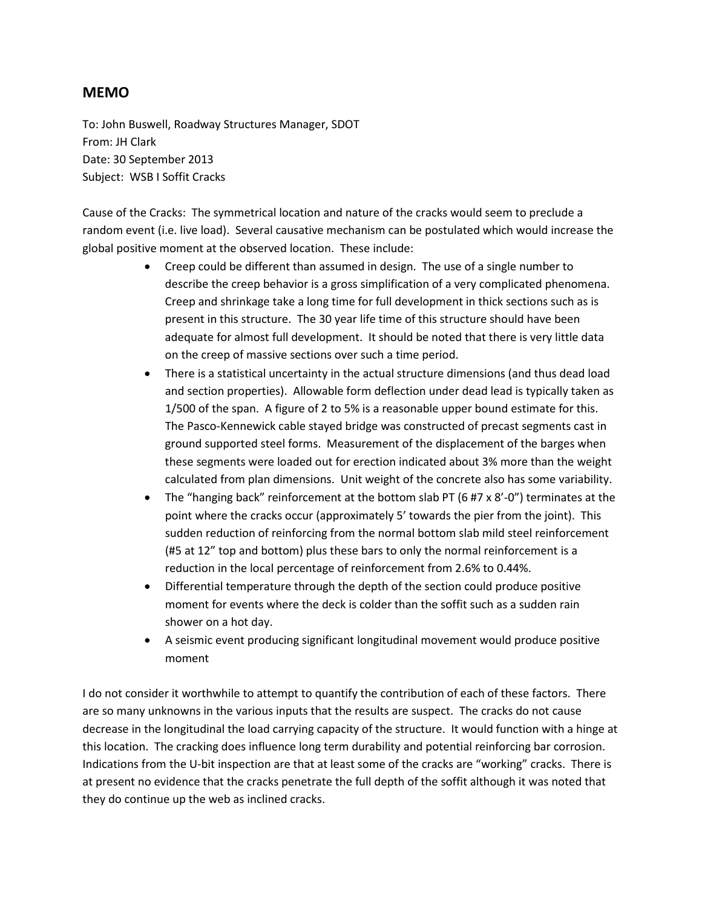## MEMO

To: John Buswell, Roadway Structures Manager, SDOT
From: JH Clark
Date: 30 September 2013
Subject: WSB I Soffit Cracks

Cause of the Cracks: The symmetrical location and nature of the cracks would seem to preclude a random event (i.e. live load). Several causative mechanism can be postulated which would increase the global positive moment at the observed location. These include:

- Creep could be different than assumed in design. The use of a single number to describe the creep behavior is a gross simplification of a very complicated phenomena. Creep and shrinkage take a long time for full development in thick sections such as is present in this structure. The 30 year life time of this structure should have been adequate for almost full development. It should be noted that there is very little data on the creep of massive sections over such a time period.
- There is a statistical uncertainty in the actual structure dimensions (and thus dead load and section properties). Allowable form deflection under dead lead is typically taken as 1/500 of the span. A figure of 2 to 5% is a reasonable upper bound estimate for this. The Pasco-Kennewick cable stayed bridge was constructed of precast segments cast in ground supported steel forms. Measurement of the displacement of the barges when these segments were loaded out for erection indicated about 3% more than the weight calculated from plan dimensions. Unit weight of the concrete also has some variability.
- The "hanging back" reinforcement at the bottom slab PT (6 #7 x 8'-0") terminates at the point where the cracks occur (approximately 5' towards the pier from the joint). This sudden reduction of reinforcing from the normal bottom slab mild steel reinforcement (#5 at 12" top and bottom) plus these bars to only the normal reinforcement is a reduction in the local percentage of reinforcement from 2.6% to 0.44%.
- Differential temperature through the depth of the section could produce positive moment for events where the deck is colder than the soffit such as a sudden rain shower on a hot day.
- A seismic event producing significant longitudinal movement would produce positive moment

I do not consider it worthwhile to attempt to quantify the contribution of each of these factors. There are so many unknowns in the various inputs that the results are suspect. The cracks do not cause decrease in the longitudinal the load carrying capacity of the structure. It would function with a hinge at this location. The cracking does influence long term durability and potential reinforcing bar corrosion. Indications from the U-bit inspection are that at least some of the cracks are "working" cracks. There is at present no evidence that the cracks penetrate the full depth of the soffit although it was noted that they do continue up the web as inclined cracks.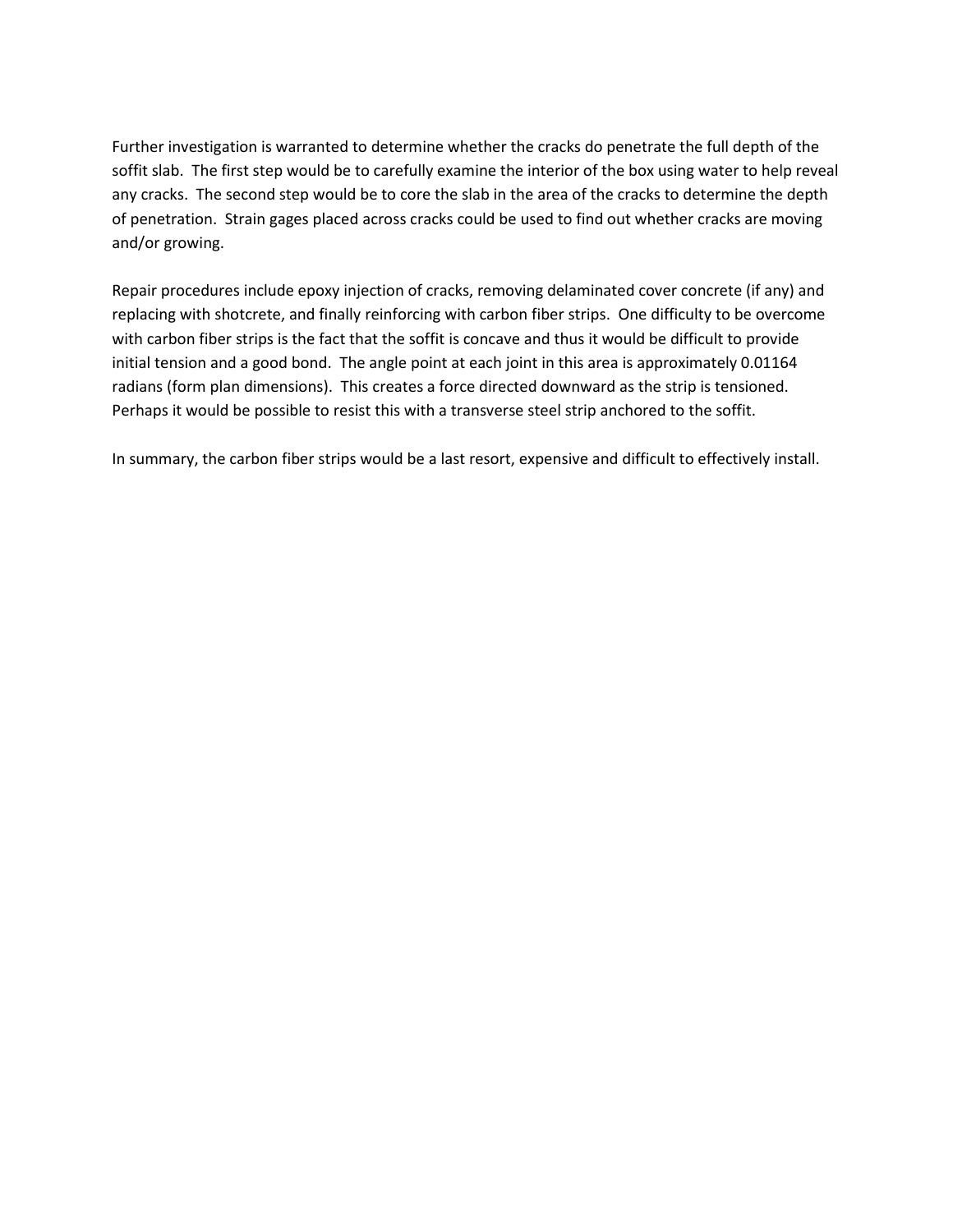Further investigation is warranted to determine whether the cracks do penetrate the full depth of the soffit slab. The first step would be to carefully examine the interior of the box using water to help reveal any cracks. The second step would be to core the slab in the area of the cracks to determine the depth of penetration. Strain gages placed across cracks could be used to find out whether cracks are moving and/or growing.

Repair procedures include epoxy injection of cracks, removing delaminated cover concrete (if any) and replacing with shotcrete, and finally reinforcing with carbon fiber strips. One difficulty to be overcome with carbon fiber strips is the fact that the soffit is concave and thus it would be difficult to provide initial tension and a good bond. The angle point at each joint in this area is approximately 0.01164 radians (form plan dimensions). This creates a force directed downward as the strip is tensioned. Perhaps it would be possible to resist this with a transverse steel strip anchored to the soffit.

In summary, the carbon fiber strips would be a last resort, expensive and difficult to effectively install.